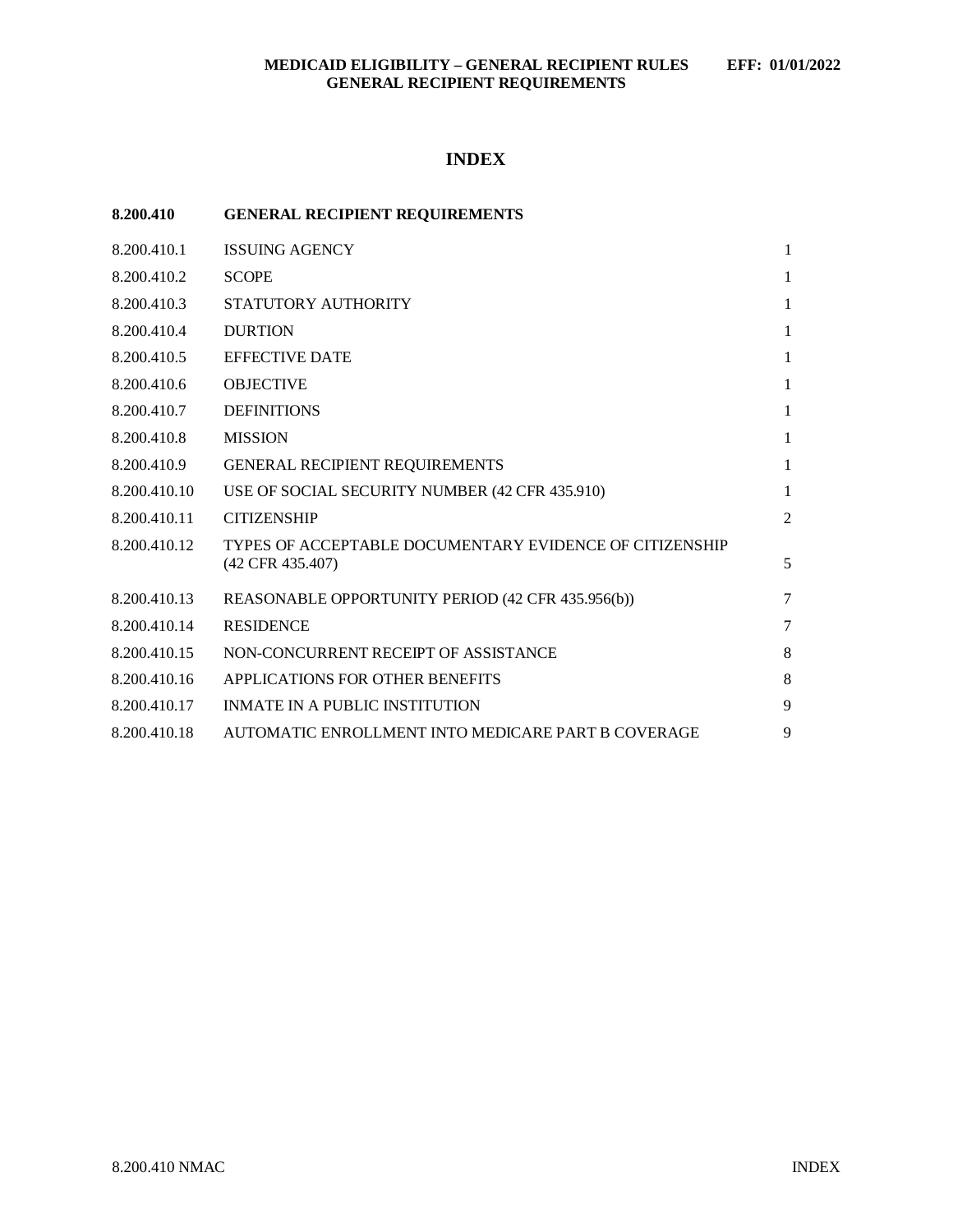# INDEX

| 8.200.410 | GENERAL RECIPIENT REQUIREMENTS | |
|---|---|---|
| 8.200.410.1 | ISSUING AGENCY | 1 |
| 8.200.410.2 | SCOPE | 1 |
| 8.200.410.3 | STATUTORY AUTHORITY | 1 |
| 8.200.410.4 | DURTION | 1 |
| 8.200.410.5 | EFFECTIVE DATE | 1 |
| 8.200.410.6 | OBJECTIVE | 1 |
| 8.200.410.7 | DEFINITIONS | 1 |
| 8.200.410.8 | MISSION | 1 |
| 8.200.410.9 | GENERAL RECIPIENT REQUIREMENTS | 1 |
| 8.200.410.10 | USE OF SOCIAL SECURITY NUMBER (42 CFR 435.910) | 1 |
| 8.200.410.11 | CITIZENSHIP | 2 |
| 8.200.410.12 | TYPES OF ACCEPTABLE DOCUMENTARY EVIDENCE OF CITIZENSHIP (42 CFR 435.407) | 5 |
| 8.200.410.13 | REASONABLE OPPORTUNITY PERIOD (42 CFR 435.956(b)) | 7 |
| 8.200.410.14 | RESIDENCE | 7 |
| 8.200.410.15 | NON-CONCURRENT RECEIPT OF ASSISTANCE | 8 |
| 8.200.410.16 | APPLICATIONS FOR OTHER BENEFITS | 8 |
| 8.200.410.17 | INMATE IN A PUBLIC INSTITUTION | 9 |
| 8.200.410.18 | AUTOMATIC ENROLLMENT INTO MEDICARE PART B COVERAGE | 9 |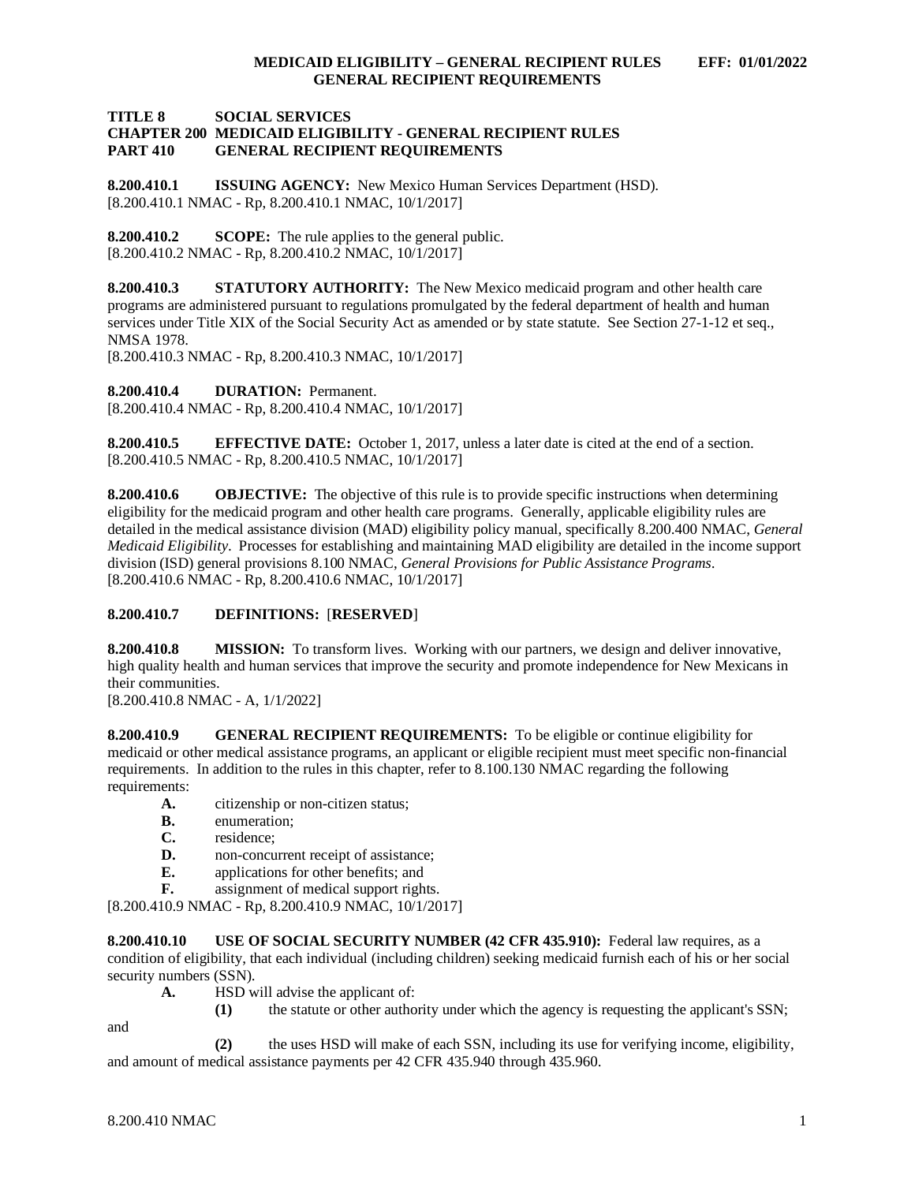# TITLE 8 SOCIAL SERVICES
## CHAPTER 200 MEDICAID ELIGIBILITY - GENERAL RECIPIENT RULES
## PART 410 GENERAL RECIPIENT REQUIREMENTS

**8.200.410.1 ISSUING AGENCY:** New Mexico Human Services Department (HSD).
[8.200.410.1 NMAC - Rp, 8.200.410.1 NMAC, 10/1/2017]

**8.200.410.2 SCOPE:** The rule applies to the general public.
[8.200.410.2 NMAC - Rp, 8.200.410.2 NMAC, 10/1/2017]

**8.200.410.3 STATUTORY AUTHORITY:** The New Mexico medicaid program and other health care programs are administered pursuant to regulations promulgated by the federal department of health and human services under Title XIX of the Social Security Act as amended or by state statute. See Section 27-1-12 et seq., NMSA 1978.
[8.200.410.3 NMAC - Rp, 8.200.410.3 NMAC, 10/1/2017]

**8.200.410.4 DURATION:** Permanent.
[8.200.410.4 NMAC - Rp, 8.200.410.4 NMAC, 10/1/2017]

**8.200.410.5 EFFECTIVE DATE:** October 1, 2017, unless a later date is cited at the end of a section.
[8.200.410.5 NMAC - Rp, 8.200.410.5 NMAC, 10/1/2017]

**8.200.410.6 OBJECTIVE:** The objective of this rule is to provide specific instructions when determining eligibility for the medicaid program and other health care programs. Generally, applicable eligibility rules are detailed in the medical assistance division (MAD) eligibility policy manual, specifically 8.200.400 NMAC, *General Medicaid Eligibility*. Processes for establishing and maintaining MAD eligibility are detailed in the income support division (ISD) general provisions 8.100 NMAC, *General Provisions for Public Assistance Programs*.
[8.200.410.6 NMAC - Rp, 8.200.410.6 NMAC, 10/1/2017]

**8.200.410.7 DEFINITIONS:** [**RESERVED**]

**8.200.410.8 MISSION:** To transform lives. Working with our partners, we design and deliver innovative, high quality health and human services that improve the security and promote independence for New Mexicans in their communities.
[8.200.410.8 NMAC - A, 1/1/2022]

**8.200.410.9 GENERAL RECIPIENT REQUIREMENTS:** To be eligible or continue eligibility for medicaid or other medical assistance programs, an applicant or eligible recipient must meet specific non-financial requirements. In addition to the rules in this chapter, refer to 8.100.130 NMAC regarding the following requirements:

**A.** citizenship or non-citizen status;
**B.** enumeration;
**C.** residence;
**D.** non-concurrent receipt of assistance;
**E.** applications for other benefits; and
**F.** assignment of medical support rights.

[8.200.410.9 NMAC - Rp, 8.200.410.9 NMAC, 10/1/2017]

**8.200.410.10 USE OF SOCIAL SECURITY NUMBER (42 CFR 435.910):** Federal law requires, as a condition of eligibility, that each individual (including children) seeking medicaid furnish each of his or her social security numbers (SSN).

**A.** HSD will advise the applicant of:

**(1)** the statute or other authority under which the agency is requesting the applicant's SSN; and

**(2)** the uses HSD will make of each SSN, including its use for verifying income, eligibility, and amount of medical assistance payments per 42 CFR 435.940 through 435.960.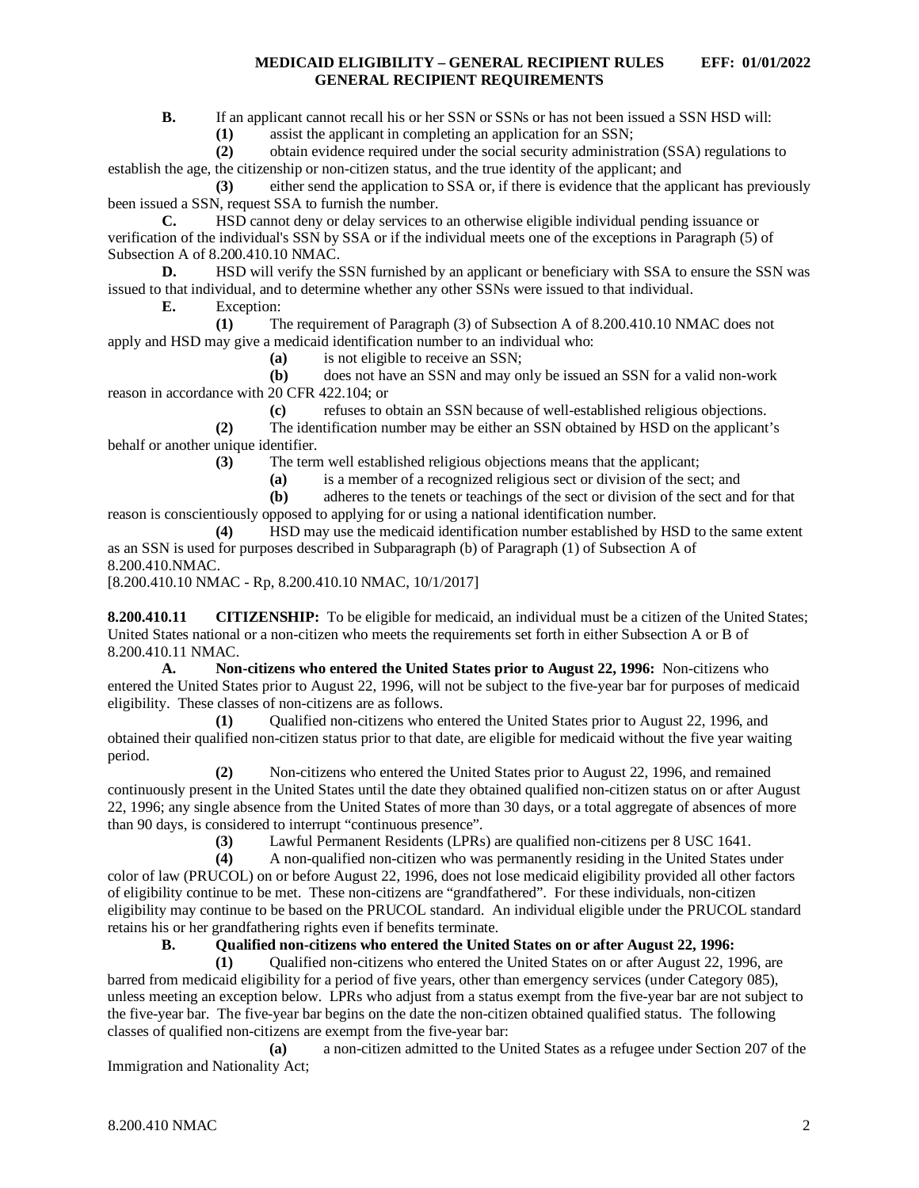**B.** If an applicant cannot recall his or her SSN or SSNs or has not been issued a SSN HSD will:

**(1)** assist the applicant in completing an application for an SSN;

**(2)** obtain evidence required under the social security administration (SSA) regulations to establish the age, the citizenship or non-citizen status, and the true identity of the applicant; and

**(3)** either send the application to SSA or, if there is evidence that the applicant has previously been issued a SSN, request SSA to furnish the number.

**C.** HSD cannot deny or delay services to an otherwise eligible individual pending issuance or verification of the individual's SSN by SSA or if the individual meets one of the exceptions in Paragraph (5) of Subsection A of 8.200.410.10 NMAC.

**D.** HSD will verify the SSN furnished by an applicant or beneficiary with SSA to ensure the SSN was issued to that individual, and to determine whether any other SSNs were issued to that individual.

**E.** Exception:

**(1)** The requirement of Paragraph (3) of Subsection A of 8.200.410.10 NMAC does not apply and HSD may give a medicaid identification number to an individual who:

**(a)** is not eligible to receive an SSN;

**(b)** does not have an SSN and may only be issued an SSN for a valid non-work reason in accordance with 20 CFR 422.104; or

**(c)** refuses to obtain an SSN because of well-established religious objections.

**(2)** The identification number may be either an SSN obtained by HSD on the applicant's behalf or another unique identifier.

**(3)** The term well established religious objections means that the applicant;

**(a)** is a member of a recognized religious sect or division of the sect; and

**(b)** adheres to the tenets or teachings of the sect or division of the sect and for that reason is conscientiously opposed to applying for or using a national identification number.

**(4)** HSD may use the medicaid identification number established by HSD to the same extent as an SSN is used for purposes described in Subparagraph (b) of Paragraph (1) of Subsection A of 8.200.410.NMAC.

[8.200.410.10 NMAC - Rp, 8.200.410.10 NMAC, 10/1/2017]

**8.200.410.11 CITIZENSHIP:** To be eligible for medicaid, an individual must be a citizen of the United States; United States national or a non-citizen who meets the requirements set forth in either Subsection A or B of 8.200.410.11 NMAC.

**A. Non-citizens who entered the United States prior to August 22, 1996:** Non-citizens who entered the United States prior to August 22, 1996, will not be subject to the five-year bar for purposes of medicaid eligibility. These classes of non-citizens are as follows.

**(1)** Qualified non-citizens who entered the United States prior to August 22, 1996, and obtained their qualified non-citizen status prior to that date, are eligible for medicaid without the five year waiting period.

**(2)** Non-citizens who entered the United States prior to August 22, 1996, and remained continuously present in the United States until the date they obtained qualified non-citizen status on or after August 22, 1996; any single absence from the United States of more than 30 days, or a total aggregate of absences of more than 90 days, is considered to interrupt "continuous presence".

**(3)** Lawful Permanent Residents (LPRs) are qualified non-citizens per 8 USC 1641.

**(4)** A non-qualified non-citizen who was permanently residing in the United States under color of law (PRUCOL) on or before August 22, 1996, does not lose medicaid eligibility provided all other factors of eligibility continue to be met. These non-citizens are "grandfathered". For these individuals, non-citizen eligibility may continue to be based on the PRUCOL standard. An individual eligible under the PRUCOL standard retains his or her grandfathering rights even if benefits terminate.

**B. Qualified non-citizens who entered the United States on or after August 22, 1996:**

**(1)** Qualified non-citizens who entered the United States on or after August 22, 1996, are barred from medicaid eligibility for a period of five years, other than emergency services (under Category 085), unless meeting an exception below. LPRs who adjust from a status exempt from the five-year bar are not subject to the five-year bar. The five-year bar begins on the date the non-citizen obtained qualified status. The following classes of qualified non-citizens are exempt from the five-year bar:

**(a)** a non-citizen admitted to the United States as a refugee under Section 207 of the Immigration and Nationality Act;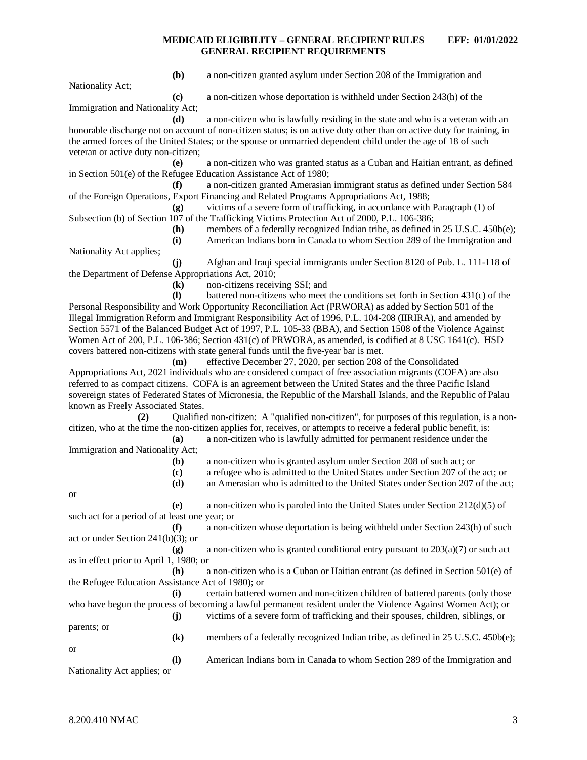**(b)** a non-citizen granted asylum under Section 208 of the Immigration and Nationality Act;

**(c)** a non-citizen whose deportation is withheld under Section 243(h) of the Immigration and Nationality Act;

**(d)** a non-citizen who is lawfully residing in the state and who is a veteran with an honorable discharge not on account of non-citizen status; is on active duty other than on active duty for training, in the armed forces of the United States; or the spouse or unmarried dependent child under the age of 18 of such veteran or active duty non-citizen;

**(e)** a non-citizen who was granted status as a Cuban and Haitian entrant, as defined in Section 501(e) of the Refugee Education Assistance Act of 1980;

**(f)** a non-citizen granted Amerasian immigrant status as defined under Section 584 of the Foreign Operations, Export Financing and Related Programs Appropriations Act, 1988;

**(g)** victims of a severe form of trafficking, in accordance with Paragraph (1) of Subsection (b) of Section 107 of the Trafficking Victims Protection Act of 2000, P.L. 106-386;

**(h)** members of a federally recognized Indian tribe, as defined in 25 U.S.C. 450b(e);

**(i)** American Indians born in Canada to whom Section 289 of the Immigration and Nationality Act applies;

**(j)** Afghan and Iraqi special immigrants under Section 8120 of Pub. L. 111-118 of the Department of Defense Appropriations Act, 2010;

**(k)** non-citizens receiving SSI; and

**(l)** battered non-citizens who meet the conditions set forth in Section 431(c) of the Personal Responsibility and Work Opportunity Reconciliation Act (PRWORA) as added by Section 501 of the Illegal Immigration Reform and Immigrant Responsibility Act of 1996, P.L. 104-208 (IIRIRA), and amended by Section 5571 of the Balanced Budget Act of 1997, P.L. 105-33 (BBA), and Section 1508 of the Violence Against Women Act of 200, P.L. 106-386; Section 431(c) of PRWORA, as amended, is codified at 8 USC 1641(c). HSD covers battered non-citizens with state general funds until the five-year bar is met.

**(m)** effective December 27, 2020, per section 208 of the Consolidated Appropriations Act, 2021 individuals who are considered compact of free association migrants (COFA) are also referred to as compact citizens. COFA is an agreement between the United States and the three Pacific Island sovereign states of Federated States of Micronesia, the Republic of the Marshall Islands, and the Republic of Palau known as Freely Associated States.

**(2)** Qualified non-citizen: A "qualified non-citizen", for purposes of this regulation, is a non-citizen, who at the time the non-citizen applies for, receives, or attempts to receive a federal public benefit, is:

**(a)** a non-citizen who is lawfully admitted for permanent residence under the Immigration and Nationality Act;

**(b)** a non-citizen who is granted asylum under Section 208 of such act; or

**(c)** a refugee who is admitted to the United States under Section 207 of the act; or

**(d)** an Amerasian who is admitted to the United States under Section 207 of the act; or

**(e)** a non-citizen who is paroled into the United States under Section 212(d)(5) of such act for a period of at least one year; or

**(f)** a non-citizen whose deportation is being withheld under Section 243(h) of such act or under Section 241(b)(3); or

**(g)** a non-citizen who is granted conditional entry pursuant to 203(a)(7) or such act as in effect prior to April 1, 1980; or

**(h)** a non-citizen who is a Cuban or Haitian entrant (as defined in Section 501(e) of the Refugee Education Assistance Act of 1980); or

**(i)** certain battered women and non-citizen children of battered parents (only those who have begun the process of becoming a lawful permanent resident under the Violence Against Women Act); or

**(j)** victims of a severe form of trafficking and their spouses, children, siblings, or parents; or

**(k)** members of a federally recognized Indian tribe, as defined in 25 U.S.C. 450b(e); or

**(l)** American Indians born in Canada to whom Section 289 of the Immigration and Nationality Act applies; or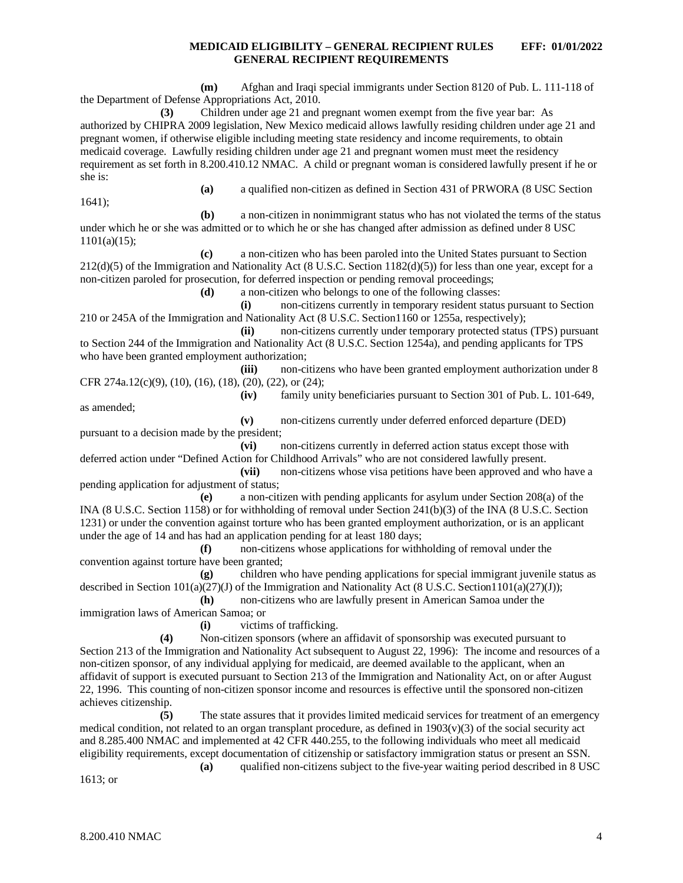**(m)** Afghan and Iraqi special immigrants under Section 8120 of Pub. L. 111-118 of the Department of Defense Appropriations Act, 2010.

**(3)** Children under age 21 and pregnant women exempt from the five year bar: As authorized by CHIPRA 2009 legislation, New Mexico medicaid allows lawfully residing children under age 21 and pregnant women, if otherwise eligible including meeting state residency and income requirements, to obtain medicaid coverage. Lawfully residing children under age 21 and pregnant women must meet the residency requirement as set forth in 8.200.410.12 NMAC. A child or pregnant woman is considered lawfully present if he or she is:

**(a)** a qualified non-citizen as defined in Section 431 of PRWORA (8 USC Section 1641);

**(b)** a non-citizen in nonimmigrant status who has not violated the terms of the status under which he or she was admitted or to which he or she has changed after admission as defined under 8 USC 1101(a)(15);

**(c)** a non-citizen who has been paroled into the United States pursuant to Section 212(d)(5) of the Immigration and Nationality Act (8 U.S.C. Section 1182(d)(5)) for less than one year, except for a non-citizen paroled for prosecution, for deferred inspection or pending removal proceedings;

**(d)** a non-citizen who belongs to one of the following classes:

**(i)** non-citizens currently in temporary resident status pursuant to Section 210 or 245A of the Immigration and Nationality Act (8 U.S.C. Section1160 or 1255a, respectively);

**(ii)** non-citizens currently under temporary protected status (TPS) pursuant to Section 244 of the Immigration and Nationality Act (8 U.S.C. Section 1254a), and pending applicants for TPS who have been granted employment authorization;

**(iii)** non-citizens who have been granted employment authorization under 8 CFR 274a.12(c)(9), (10), (16), (18), (20), (22), or (24);

**(iv)** family unity beneficiaries pursuant to Section 301 of Pub. L. 101-649, as amended;

**(v)** non-citizens currently under deferred enforced departure (DED) pursuant to a decision made by the president;

**(vi)** non-citizens currently in deferred action status except those with deferred action under "Defined Action for Childhood Arrivals" who are not considered lawfully present.

**(vii)** non-citizens whose visa petitions have been approved and who have a pending application for adjustment of status;

**(e)** a non-citizen with pending applicants for asylum under Section 208(a) of the INA (8 U.S.C. Section 1158) or for withholding of removal under Section 241(b)(3) of the INA (8 U.S.C. Section 1231) or under the convention against torture who has been granted employment authorization, or is an applicant under the age of 14 and has had an application pending for at least 180 days;

**(f)** non-citizens whose applications for withholding of removal under the convention against torture have been granted;

**(g)** children who have pending applications for special immigrant juvenile status as described in Section 101(a)(27)(J) of the Immigration and Nationality Act (8 U.S.C. Section1101(a)(27)(J));

**(h)** non-citizens who are lawfully present in American Samoa under the immigration laws of American Samoa; or

**(i)** victims of trafficking.

**(4)** Non-citizen sponsors (where an affidavit of sponsorship was executed pursuant to Section 213 of the Immigration and Nationality Act subsequent to August 22, 1996): The income and resources of a non-citizen sponsor, of any individual applying for medicaid, are deemed available to the applicant, when an affidavit of support is executed pursuant to Section 213 of the Immigration and Nationality Act, on or after August 22, 1996. This counting of non-citizen sponsor income and resources is effective until the sponsored non-citizen achieves citizenship.

**(5)** The state assures that it provides limited medicaid services for treatment of an emergency medical condition, not related to an organ transplant procedure, as defined in 1903(v)(3) of the social security act and 8.285.400 NMAC and implemented at 42 CFR 440.255, to the following individuals who meet all medicaid eligibility requirements, except documentation of citizenship or satisfactory immigration status or present an SSN.

**(a)** qualified non-citizens subject to the five-year waiting period described in 8 USC 1613; or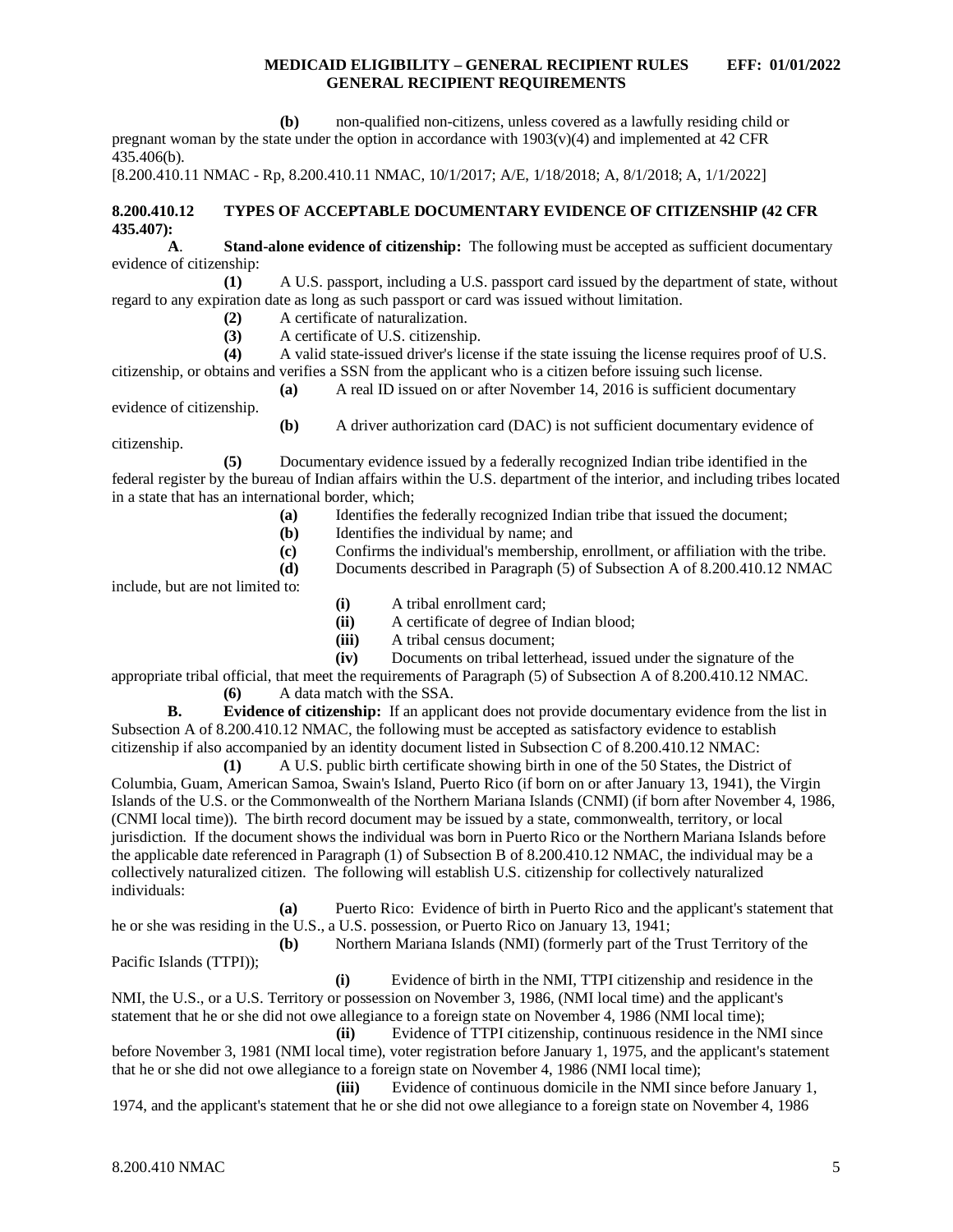**(b)** non-qualified non-citizens, unless covered as a lawfully residing child or pregnant woman by the state under the option in accordance with 1903(v)(4) and implemented at 42 CFR 435.406(b).

[8.200.410.11 NMAC - Rp, 8.200.410.11 NMAC, 10/1/2017; A/E, 1/18/2018; A, 8/1/2018; A, 1/1/2022]

**8.200.410.12 TYPES OF ACCEPTABLE DOCUMENTARY EVIDENCE OF CITIZENSHIP (42 CFR 435.407):**

**A**. **Stand-alone evidence of citizenship:** The following must be accepted as sufficient documentary evidence of citizenship:

**(1)** A U.S. passport, including a U.S. passport card issued by the department of state, without regard to any expiration date as long as such passport or card was issued without limitation.

**(2)** A certificate of naturalization.

**(3)** A certificate of U.S. citizenship.

**(4)** A valid state-issued driver's license if the state issuing the license requires proof of U.S. citizenship, or obtains and verifies a SSN from the applicant who is a citizen before issuing such license.

**(a)** A real ID issued on or after November 14, 2016 is sufficient documentary evidence of citizenship.

**(b)** A driver authorization card (DAC) is not sufficient documentary evidence of citizenship.

**(5)** Documentary evidence issued by a federally recognized Indian tribe identified in the federal register by the bureau of Indian affairs within the U.S. department of the interior, and including tribes located in a state that has an international border, which;

**(a)** Identifies the federally recognized Indian tribe that issued the document;

**(b)** Identifies the individual by name; and

**(c)** Confirms the individual's membership, enrollment, or affiliation with the tribe.

**(d)** Documents described in Paragraph (5) of Subsection A of 8.200.410.12 NMAC include, but are not limited to:

**(i)** A tribal enrollment card;

**(ii)** A certificate of degree of Indian blood;

**(iii)** A tribal census document;

**(iv)** Documents on tribal letterhead, issued under the signature of the appropriate tribal official, that meet the requirements of Paragraph (5) of Subsection A of 8.200.410.12 NMAC.

**(6)** A data match with the SSA.

**B.** **Evidence of citizenship:** If an applicant does not provide documentary evidence from the list in Subsection A of 8.200.410.12 NMAC, the following must be accepted as satisfactory evidence to establish citizenship if also accompanied by an identity document listed in Subsection C of 8.200.410.12 NMAC:

**(1)** A U.S. public birth certificate showing birth in one of the 50 States, the District of Columbia, Guam, American Samoa, Swain's Island, Puerto Rico (if born on or after January 13, 1941), the Virgin Islands of the U.S. or the Commonwealth of the Northern Mariana Islands (CNMI) (if born after November 4, 1986, (CNMI local time)). The birth record document may be issued by a state, commonwealth, territory, or local jurisdiction. If the document shows the individual was born in Puerto Rico or the Northern Mariana Islands before the applicable date referenced in Paragraph (1) of Subsection B of 8.200.410.12 NMAC, the individual may be a collectively naturalized citizen. The following will establish U.S. citizenship for collectively naturalized individuals:

**(a)** Puerto Rico: Evidence of birth in Puerto Rico and the applicant's statement that he or she was residing in the U.S., a U.S. possession, or Puerto Rico on January 13, 1941;

**(b)** Northern Mariana Islands (NMI) (formerly part of the Trust Territory of the Pacific Islands (TTPI));

**(i)** Evidence of birth in the NMI, TTPI citizenship and residence in the NMI, the U.S., or a U.S. Territory or possession on November 3, 1986, (NMI local time) and the applicant's statement that he or she did not owe allegiance to a foreign state on November 4, 1986 (NMI local time);

**(ii)** Evidence of TTPI citizenship, continuous residence in the NMI since before November 3, 1981 (NMI local time), voter registration before January 1, 1975, and the applicant's statement that he or she did not owe allegiance to a foreign state on November 4, 1986 (NMI local time);

**(iii)** Evidence of continuous domicile in the NMI since before January 1, 1974, and the applicant's statement that he or she did not owe allegiance to a foreign state on November 4, 1986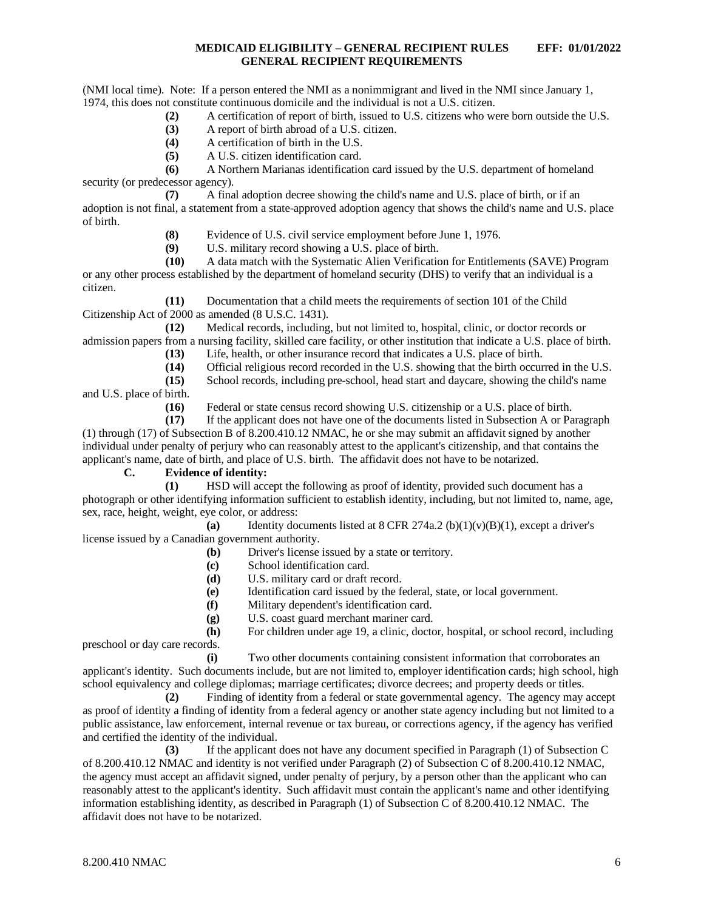(NMI local time). Note: If a person entered the NMI as a nonimmigrant and lived in the NMI since January 1, 1974, this does not constitute continuous domicile and the individual is not a U.S. citizen.

**(2)** A certification of report of birth, issued to U.S. citizens who were born outside the U.S.

**(3)** A report of birth abroad of a U.S. citizen.

**(4)** A certification of birth in the U.S.

**(5)** A U.S. citizen identification card.

**(6)** A Northern Marianas identification card issued by the U.S. department of homeland security (or predecessor agency).

**(7)** A final adoption decree showing the child's name and U.S. place of birth, or if an adoption is not final, a statement from a state-approved adoption agency that shows the child's name and U.S. place of birth.

**(8)** Evidence of U.S. civil service employment before June 1, 1976.

**(9)** U.S. military record showing a U.S. place of birth.

**(10)** A data match with the Systematic Alien Verification for Entitlements (SAVE) Program or any other process established by the department of homeland security (DHS) to verify that an individual is a citizen.

**(11)** Documentation that a child meets the requirements of section 101 of the Child Citizenship Act of 2000 as amended (8 U.S.C. 1431).

**(12)** Medical records, including, but not limited to, hospital, clinic, or doctor records or admission papers from a nursing facility, skilled care facility, or other institution that indicate a U.S. place of birth.

**(13)** Life, health, or other insurance record that indicates a U.S. place of birth.

**(14)** Official religious record recorded in the U.S. showing that the birth occurred in the U.S.

**(15)** School records, including pre-school, head start and daycare, showing the child's name and U.S. place of birth.

**(16)** Federal or state census record showing U.S. citizenship or a U.S. place of birth.

**(17)** If the applicant does not have one of the documents listed in Subsection A or Paragraph (1) through (17) of Subsection B of 8.200.410.12 NMAC, he or she may submit an affidavit signed by another individual under penalty of perjury who can reasonably attest to the applicant's citizenship, and that contains the applicant's name, date of birth, and place of U.S. birth. The affidavit does not have to be notarized.

**C. Evidence of identity:**

**(1)** HSD will accept the following as proof of identity, provided such document has a photograph or other identifying information sufficient to establish identity, including, but not limited to, name, age, sex, race, height, weight, eye color, or address:

**(a)** Identity documents listed at 8 CFR 274a.2 (b)(1)(v)(B)(1), except a driver's license issued by a Canadian government authority.

**(b)** Driver's license issued by a state or territory.

**(c)** School identification card.

**(d)** U.S. military card or draft record.

**(e)** Identification card issued by the federal, state, or local government.

**(f)** Military dependent's identification card.

**(g)** U.S. coast guard merchant mariner card.

**(h)** For children under age 19, a clinic, doctor, hospital, or school record, including preschool or day care records.

**(i)** Two other documents containing consistent information that corroborates an applicant's identity. Such documents include, but are not limited to, employer identification cards; high school, high school equivalency and college diplomas; marriage certificates; divorce decrees; and property deeds or titles.

**(2)** Finding of identity from a federal or state governmental agency. The agency may accept as proof of identity a finding of identity from a federal agency or another state agency including but not limited to a public assistance, law enforcement, internal revenue or tax bureau, or corrections agency, if the agency has verified and certified the identity of the individual.

**(3)** If the applicant does not have any document specified in Paragraph (1) of Subsection C of 8.200.410.12 NMAC and identity is not verified under Paragraph (2) of Subsection C of 8.200.410.12 NMAC, the agency must accept an affidavit signed, under penalty of perjury, by a person other than the applicant who can reasonably attest to the applicant's identity. Such affidavit must contain the applicant's name and other identifying information establishing identity, as described in Paragraph (1) of Subsection C of 8.200.410.12 NMAC. The affidavit does not have to be notarized.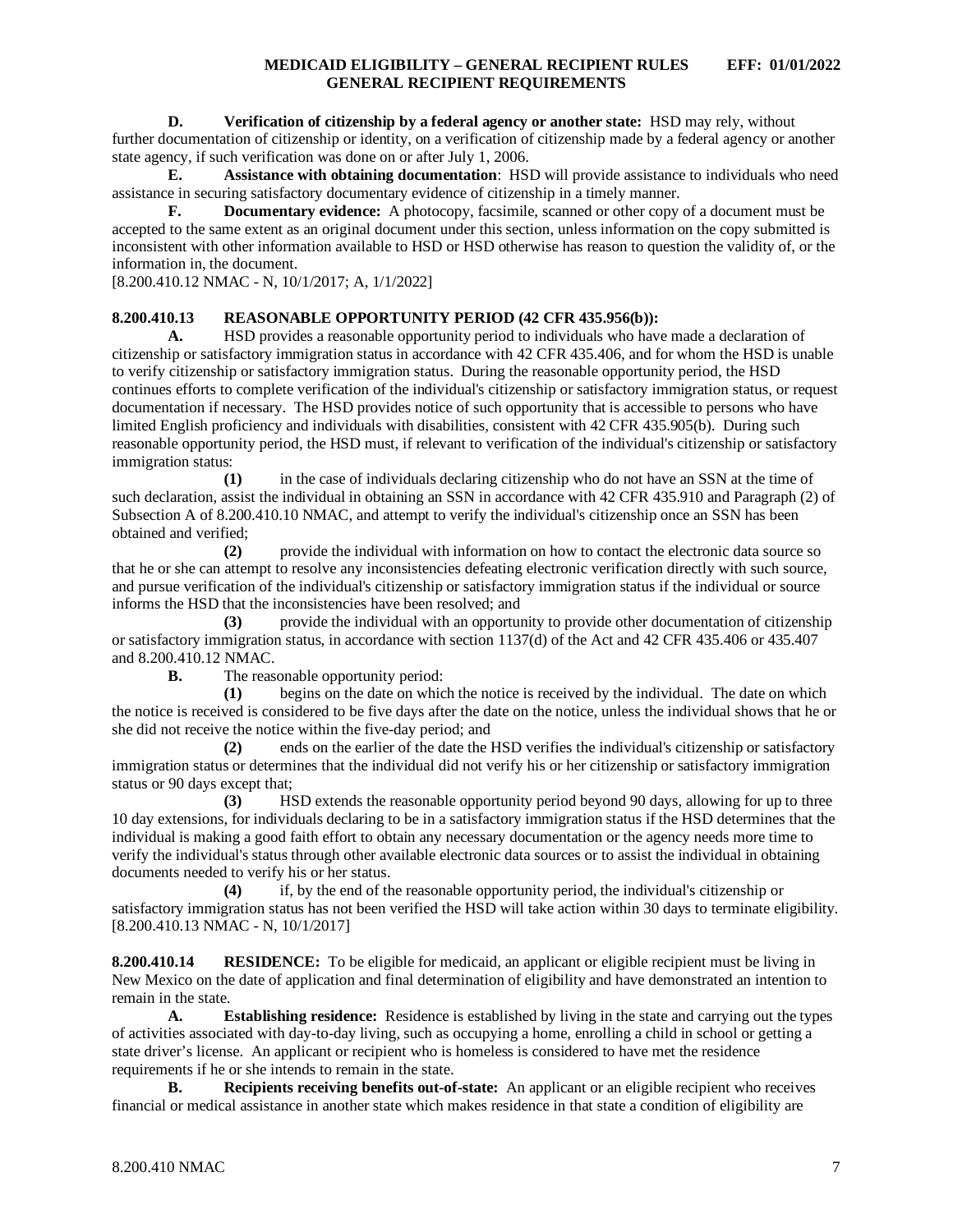**D. Verification of citizenship by a federal agency or another state:** HSD may rely, without further documentation of citizenship or identity, on a verification of citizenship made by a federal agency or another state agency, if such verification was done on or after July 1, 2006.

**E. Assistance with obtaining documentation**: HSD will provide assistance to individuals who need assistance in securing satisfactory documentary evidence of citizenship in a timely manner.

**F. Documentary evidence:** A photocopy, facsimile, scanned or other copy of a document must be accepted to the same extent as an original document under this section, unless information on the copy submitted is inconsistent with other information available to HSD or HSD otherwise has reason to question the validity of, or the information in, the document.

[8.200.410.12 NMAC - N, 10/1/2017; A, 1/1/2022]

**8.200.410.13 REASONABLE OPPORTUNITY PERIOD (42 CFR 435.956(b)):**

**A.** HSD provides a reasonable opportunity period to individuals who have made a declaration of citizenship or satisfactory immigration status in accordance with 42 CFR 435.406, and for whom the HSD is unable to verify citizenship or satisfactory immigration status. During the reasonable opportunity period, the HSD continues efforts to complete verification of the individual's citizenship or satisfactory immigration status, or request documentation if necessary. The HSD provides notice of such opportunity that is accessible to persons who have limited English proficiency and individuals with disabilities, consistent with 42 CFR 435.905(b). During such reasonable opportunity period, the HSD must, if relevant to verification of the individual's citizenship or satisfactory immigration status:

**(1)** in the case of individuals declaring citizenship who do not have an SSN at the time of such declaration, assist the individual in obtaining an SSN in accordance with 42 CFR 435.910 and Paragraph (2) of Subsection A of 8.200.410.10 NMAC, and attempt to verify the individual's citizenship once an SSN has been obtained and verified;

**(2)** provide the individual with information on how to contact the electronic data source so that he or she can attempt to resolve any inconsistencies defeating electronic verification directly with such source, and pursue verification of the individual's citizenship or satisfactory immigration status if the individual or source informs the HSD that the inconsistencies have been resolved; and

**(3)** provide the individual with an opportunity to provide other documentation of citizenship or satisfactory immigration status, in accordance with section 1137(d) of the Act and 42 CFR 435.406 or 435.407 and 8.200.410.12 NMAC.

**B.** The reasonable opportunity period:

**(1)** begins on the date on which the notice is received by the individual. The date on which the notice is received is considered to be five days after the date on the notice, unless the individual shows that he or she did not receive the notice within the five-day period; and

**(2)** ends on the earlier of the date the HSD verifies the individual's citizenship or satisfactory immigration status or determines that the individual did not verify his or her citizenship or satisfactory immigration status or 90 days except that;

**(3)** HSD extends the reasonable opportunity period beyond 90 days, allowing for up to three 10 day extensions, for individuals declaring to be in a satisfactory immigration status if the HSD determines that the individual is making a good faith effort to obtain any necessary documentation or the agency needs more time to verify the individual's status through other available electronic data sources or to assist the individual in obtaining documents needed to verify his or her status.

**(4)** if, by the end of the reasonable opportunity period, the individual's citizenship or satisfactory immigration status has not been verified the HSD will take action within 30 days to terminate eligibility.

[8.200.410.13 NMAC - N, 10/1/2017]

**8.200.410.14 RESIDENCE:** To be eligible for medicaid, an applicant or eligible recipient must be living in New Mexico on the date of application and final determination of eligibility and have demonstrated an intention to remain in the state.

**A. Establishing residence:** Residence is established by living in the state and carrying out the types of activities associated with day-to-day living, such as occupying a home, enrolling a child in school or getting a state driver's license. An applicant or recipient who is homeless is considered to have met the residence requirements if he or she intends to remain in the state.

**B. Recipients receiving benefits out-of-state:** An applicant or an eligible recipient who receives financial or medical assistance in another state which makes residence in that state a condition of eligibility are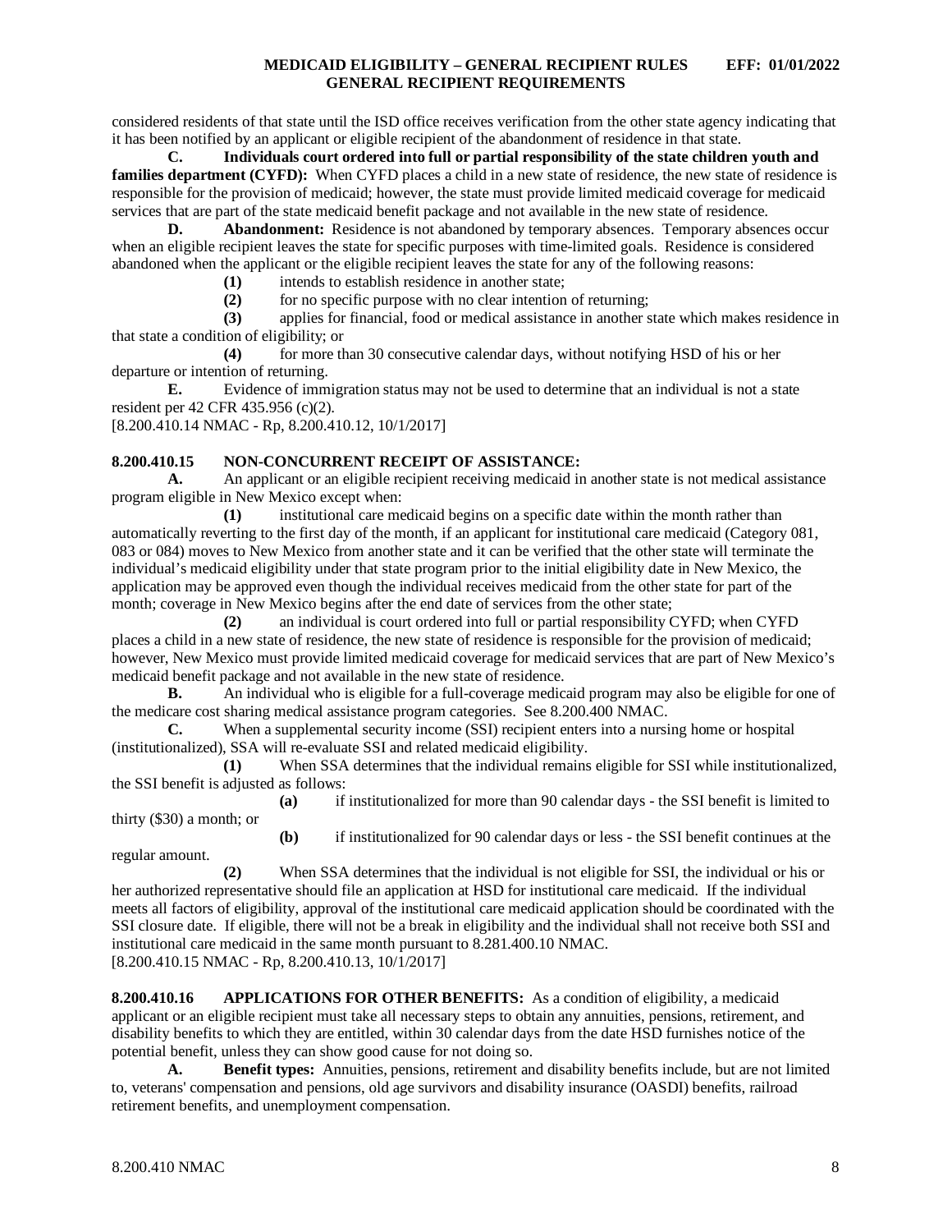considered residents of that state until the ISD office receives verification from the other state agency indicating that it has been notified by an applicant or eligible recipient of the abandonment of residence in that state.

**C. Individuals court ordered into full or partial responsibility of the state children youth and families department (CYFD):** When CYFD places a child in a new state of residence, the new state of residence is responsible for the provision of medicaid; however, the state must provide limited medicaid coverage for medicaid services that are part of the state medicaid benefit package and not available in the new state of residence.

**D. Abandonment:** Residence is not abandoned by temporary absences. Temporary absences occur when an eligible recipient leaves the state for specific purposes with time-limited goals. Residence is considered abandoned when the applicant or the eligible recipient leaves the state for any of the following reasons:

**(1)** intends to establish residence in another state;

**(2)** for no specific purpose with no clear intention of returning;

**(3)** applies for financial, food or medical assistance in another state which makes residence in that state a condition of eligibility; or

**(4)** for more than 30 consecutive calendar days, without notifying HSD of his or her departure or intention of returning.

**E.** Evidence of immigration status may not be used to determine that an individual is not a state resident per 42 CFR 435.956 (c)(2).

[8.200.410.14 NMAC - Rp, 8.200.410.12, 10/1/2017]

**8.200.410.15 NON-CONCURRENT RECEIPT OF ASSISTANCE:**

**A.** An applicant or an eligible recipient receiving medicaid in another state is not medical assistance program eligible in New Mexico except when:

**(1)** institutional care medicaid begins on a specific date within the month rather than automatically reverting to the first day of the month, if an applicant for institutional care medicaid (Category 081, 083 or 084) moves to New Mexico from another state and it can be verified that the other state will terminate the individual's medicaid eligibility under that state program prior to the initial eligibility date in New Mexico, the application may be approved even though the individual receives medicaid from the other state for part of the month; coverage in New Mexico begins after the end date of services from the other state;

**(2)** an individual is court ordered into full or partial responsibility CYFD; when CYFD places a child in a new state of residence, the new state of residence is responsible for the provision of medicaid; however, New Mexico must provide limited medicaid coverage for medicaid services that are part of New Mexico's medicaid benefit package and not available in the new state of residence.

**B.** An individual who is eligible for a full-coverage medicaid program may also be eligible for one of the medicare cost sharing medical assistance program categories. See 8.200.400 NMAC.

**C.** When a supplemental security income (SSI) recipient enters into a nursing home or hospital (institutionalized), SSA will re-evaluate SSI and related medicaid eligibility.

**(1)** When SSA determines that the individual remains eligible for SSI while institutionalized, the SSI benefit is adjusted as follows:

**(a)** if institutionalized for more than 90 calendar days - the SSI benefit is limited to thirty ($30) a month; or

**(b)** if institutionalized for 90 calendar days or less - the SSI benefit continues at the regular amount.

**(2)** When SSA determines that the individual is not eligible for SSI, the individual or his or her authorized representative should file an application at HSD for institutional care medicaid. If the individual meets all factors of eligibility, approval of the institutional care medicaid application should be coordinated with the SSI closure date. If eligible, there will not be a break in eligibility and the individual shall not receive both SSI and institutional care medicaid in the same month pursuant to 8.281.400.10 NMAC.

[8.200.410.15 NMAC - Rp, 8.200.410.13, 10/1/2017]

**8.200.410.16 APPLICATIONS FOR OTHER BENEFITS:** As a condition of eligibility, a medicaid applicant or an eligible recipient must take all necessary steps to obtain any annuities, pensions, retirement, and disability benefits to which they are entitled, within 30 calendar days from the date HSD furnishes notice of the potential benefit, unless they can show good cause for not doing so.

**A. Benefit types:** Annuities, pensions, retirement and disability benefits include, but are not limited to, veterans' compensation and pensions, old age survivors and disability insurance (OASDI) benefits, railroad retirement benefits, and unemployment compensation.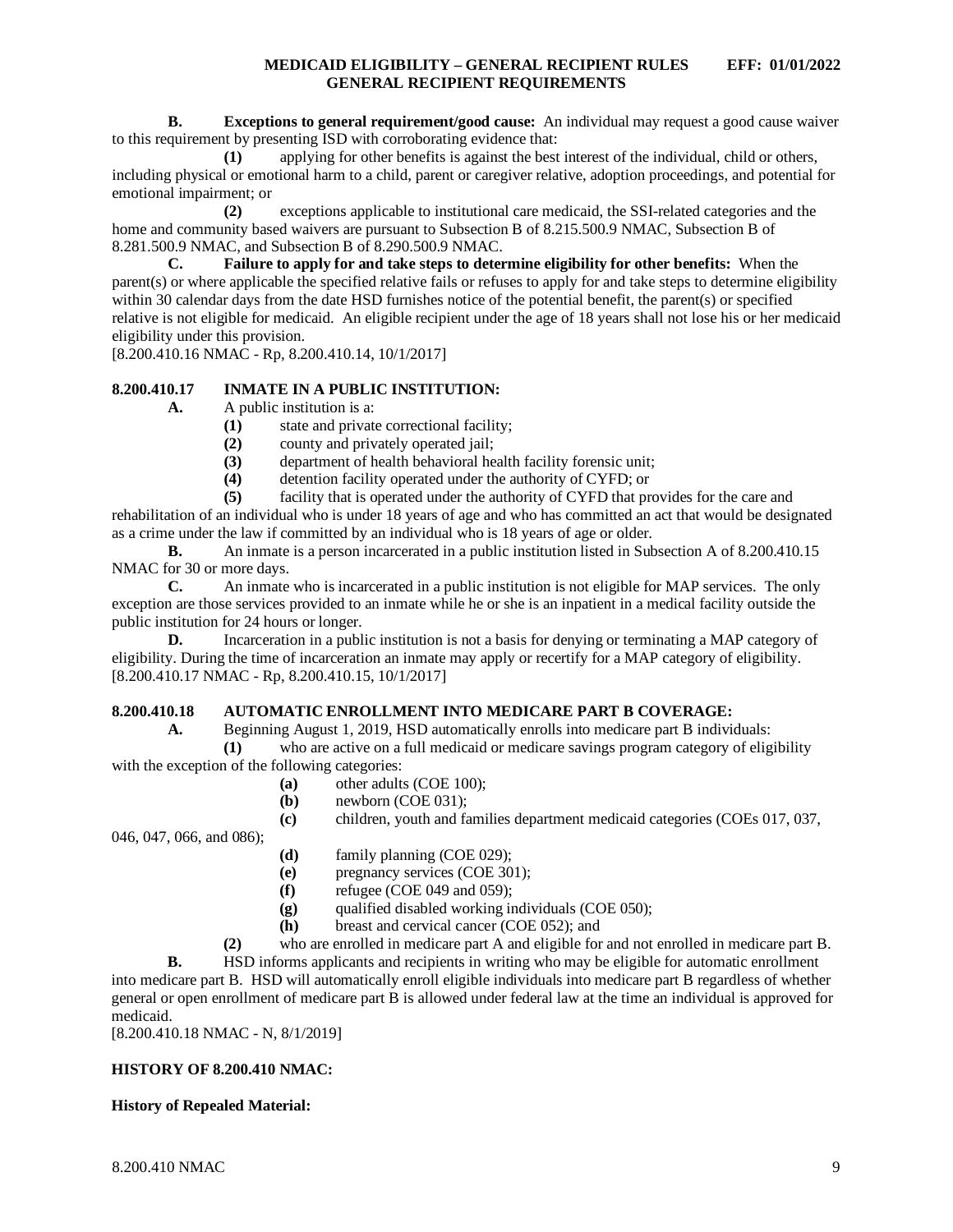**B. Exceptions to general requirement/good cause:** An individual may request a good cause waiver to this requirement by presenting ISD with corroborating evidence that:

**(1)** applying for other benefits is against the best interest of the individual, child or others, including physical or emotional harm to a child, parent or caregiver relative, adoption proceedings, and potential for emotional impairment; or

**(2)** exceptions applicable to institutional care medicaid, the SSI-related categories and the home and community based waivers are pursuant to Subsection B of 8.215.500.9 NMAC, Subsection B of 8.281.500.9 NMAC, and Subsection B of 8.290.500.9 NMAC.

**C. Failure to apply for and take steps to determine eligibility for other benefits:** When the parent(s) or where applicable the specified relative fails or refuses to apply for and take steps to determine eligibility within 30 calendar days from the date HSD furnishes notice of the potential benefit, the parent(s) or specified relative is not eligible for medicaid. An eligible recipient under the age of 18 years shall not lose his or her medicaid eligibility under this provision.

[8.200.410.16 NMAC - Rp, 8.200.410.14, 10/1/2017]

**8.200.410.17 INMATE IN A PUBLIC INSTITUTION:**

**A.** A public institution is a:

**(1)** state and private correctional facility;

**(2)** county and privately operated jail;

**(3)** department of health behavioral health facility forensic unit;

**(4)** detention facility operated under the authority of CYFD; or

**(5)** facility that is operated under the authority of CYFD that provides for the care and rehabilitation of an individual who is under 18 years of age and who has committed an act that would be designated as a crime under the law if committed by an individual who is 18 years of age or older.

**B.** An inmate is a person incarcerated in a public institution listed in Subsection A of 8.200.410.15 NMAC for 30 or more days.

**C.** An inmate who is incarcerated in a public institution is not eligible for MAP services. The only exception are those services provided to an inmate while he or she is an inpatient in a medical facility outside the public institution for 24 hours or longer.

**D.** Incarceration in a public institution is not a basis for denying or terminating a MAP category of eligibility. During the time of incarceration an inmate may apply or recertify for a MAP category of eligibility.

[8.200.410.17 NMAC - Rp, 8.200.410.15, 10/1/2017]

**8.200.410.18 AUTOMATIC ENROLLMENT INTO MEDICARE PART B COVERAGE:**

**A.** Beginning August 1, 2019, HSD automatically enrolls into medicare part B individuals:

**(1)** who are active on a full medicaid or medicare savings program category of eligibility with the exception of the following categories:

**(a)** other adults (COE 100);

**(b)** newborn (COE 031);

**(c)** children, youth and families department medicaid categories (COEs 017, 037, 046, 047, 066, and 086);

**(d)** family planning (COE 029);

**(e)** pregnancy services (COE 301);

**(f)** refugee (COE 049 and 059);

**(g)** qualified disabled working individuals (COE 050);

**(h)** breast and cervical cancer (COE 052); and

**(2)** who are enrolled in medicare part A and eligible for and not enrolled in medicare part B.

**B.** HSD informs applicants and recipients in writing who may be eligible for automatic enrollment into medicare part B. HSD will automatically enroll eligible individuals into medicare part B regardless of whether general or open enrollment of medicare part B is allowed under federal law at the time an individual is approved for medicaid.

[8.200.410.18 NMAC - N, 8/1/2019]

**HISTORY OF 8.200.410 NMAC:**

**History of Repealed Material:**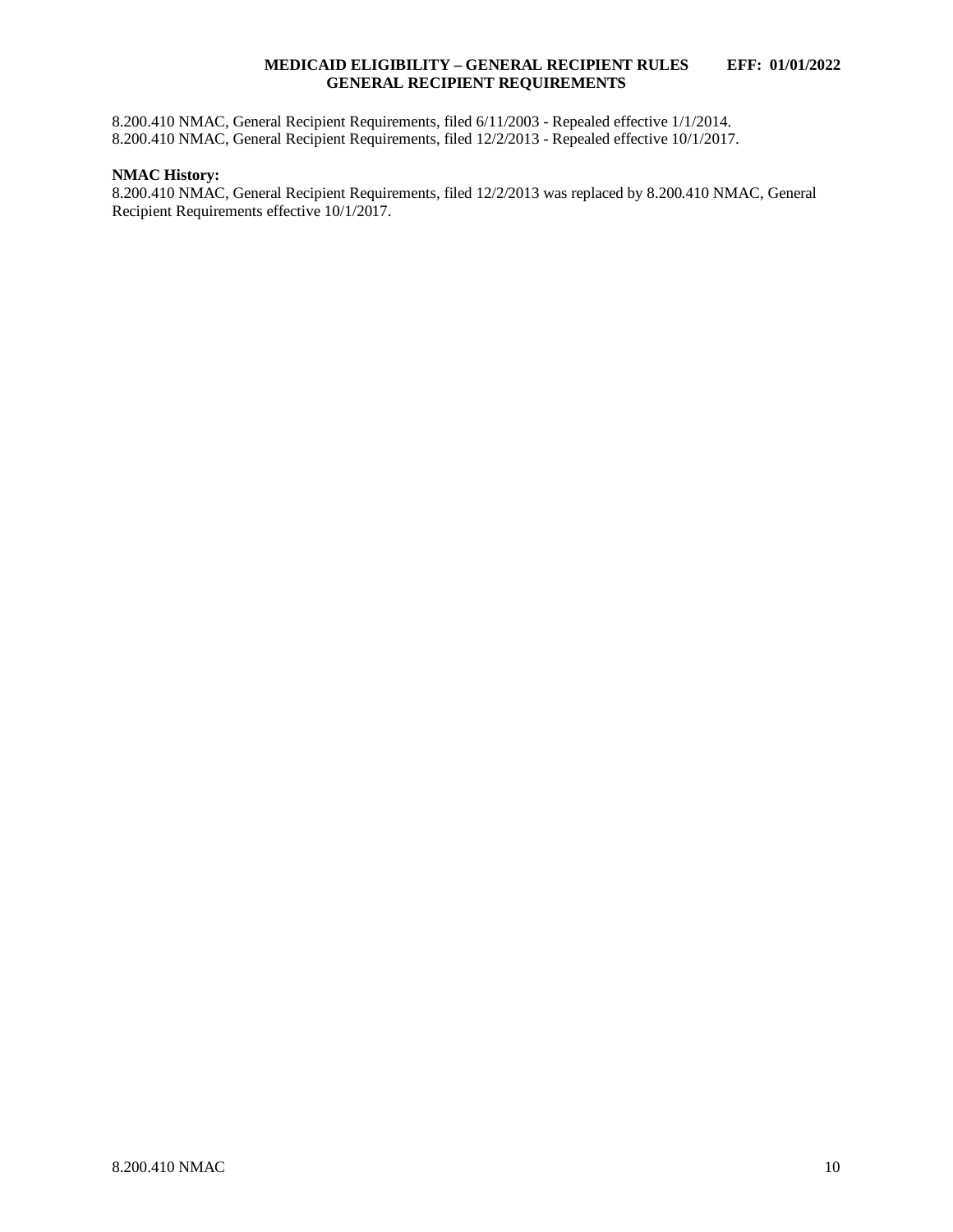8.200.410 NMAC, General Recipient Requirements, filed 6/11/2003 - Repealed effective 1/1/2014.
8.200.410 NMAC, General Recipient Requirements, filed 12/2/2013 - Repealed effective 10/1/2017.

**NMAC History:**
8.200.410 NMAC, General Recipient Requirements, filed 12/2/2013 was replaced by 8.200.410 NMAC, General Recipient Requirements effective 10/1/2017.